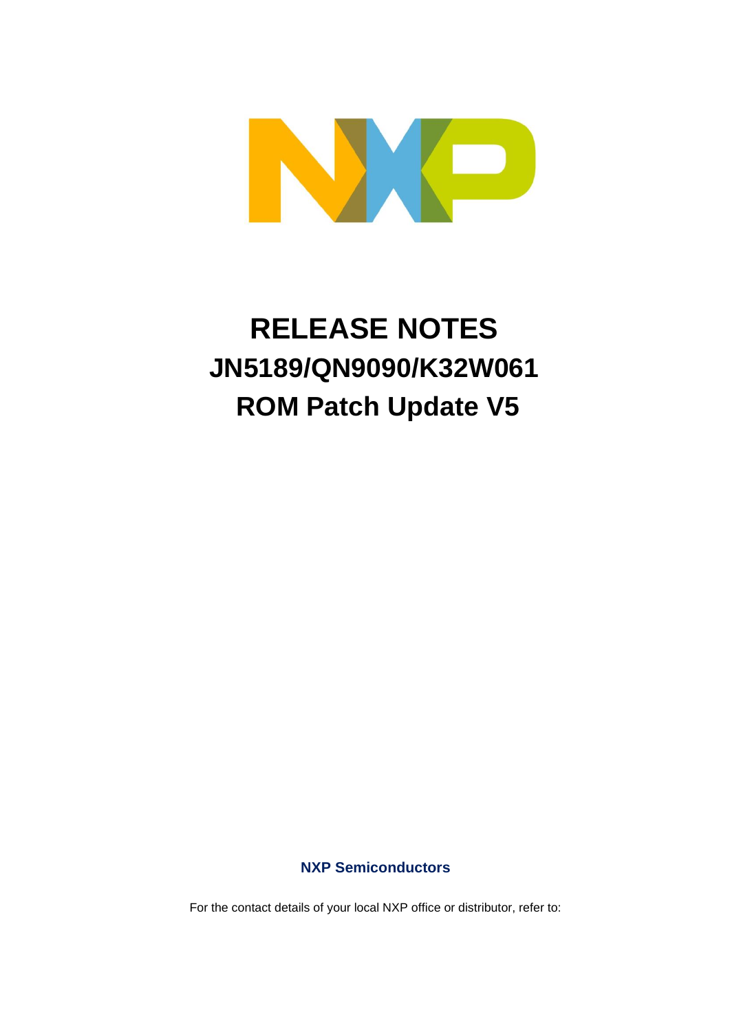# RELEASE NOTES
# JN5189/QN9090/K32W061
# ROM Patch Update V5

**NXP Semiconductors**

For the contact details of your local NXP office or distributor, refer to: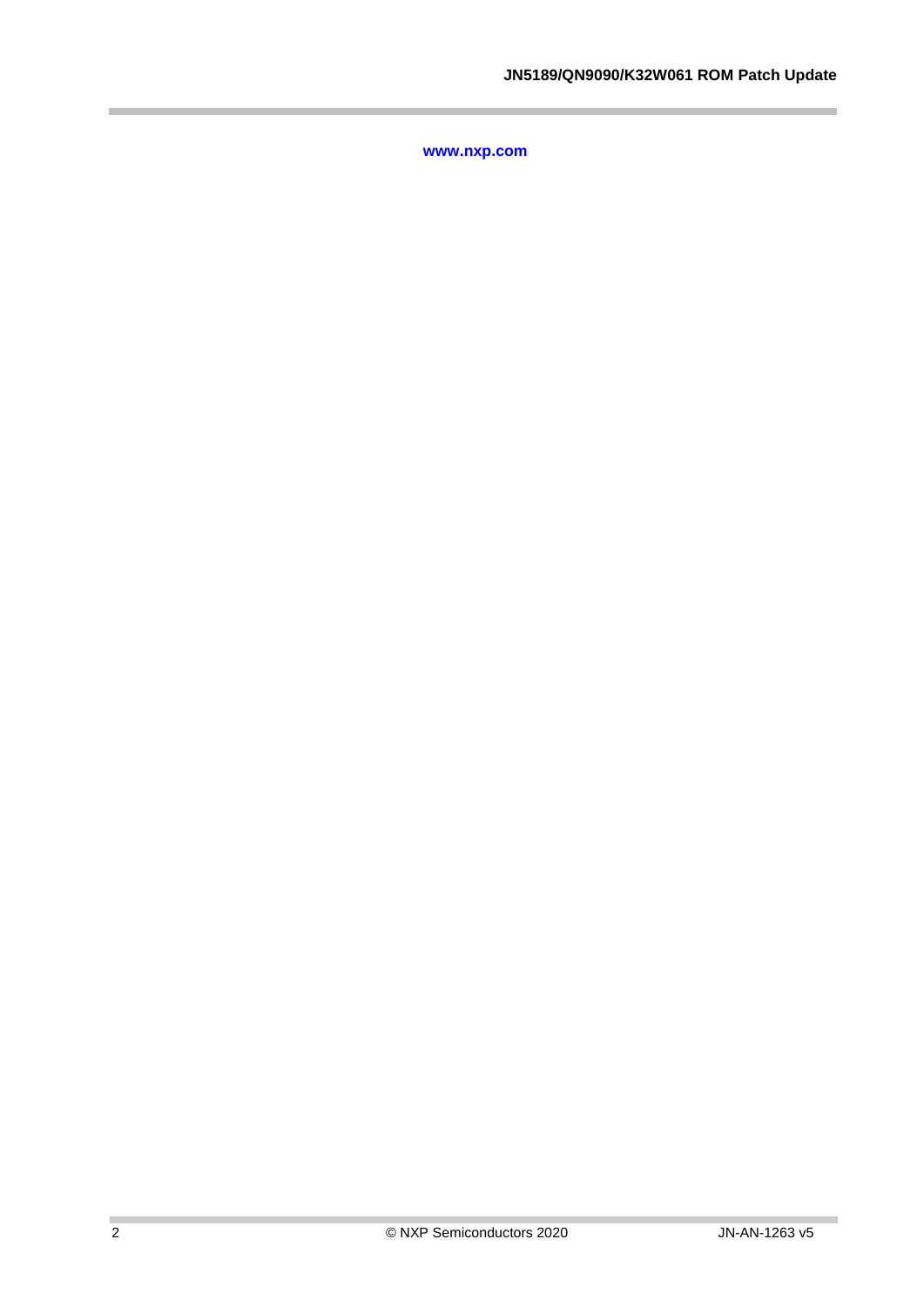www.nxp.com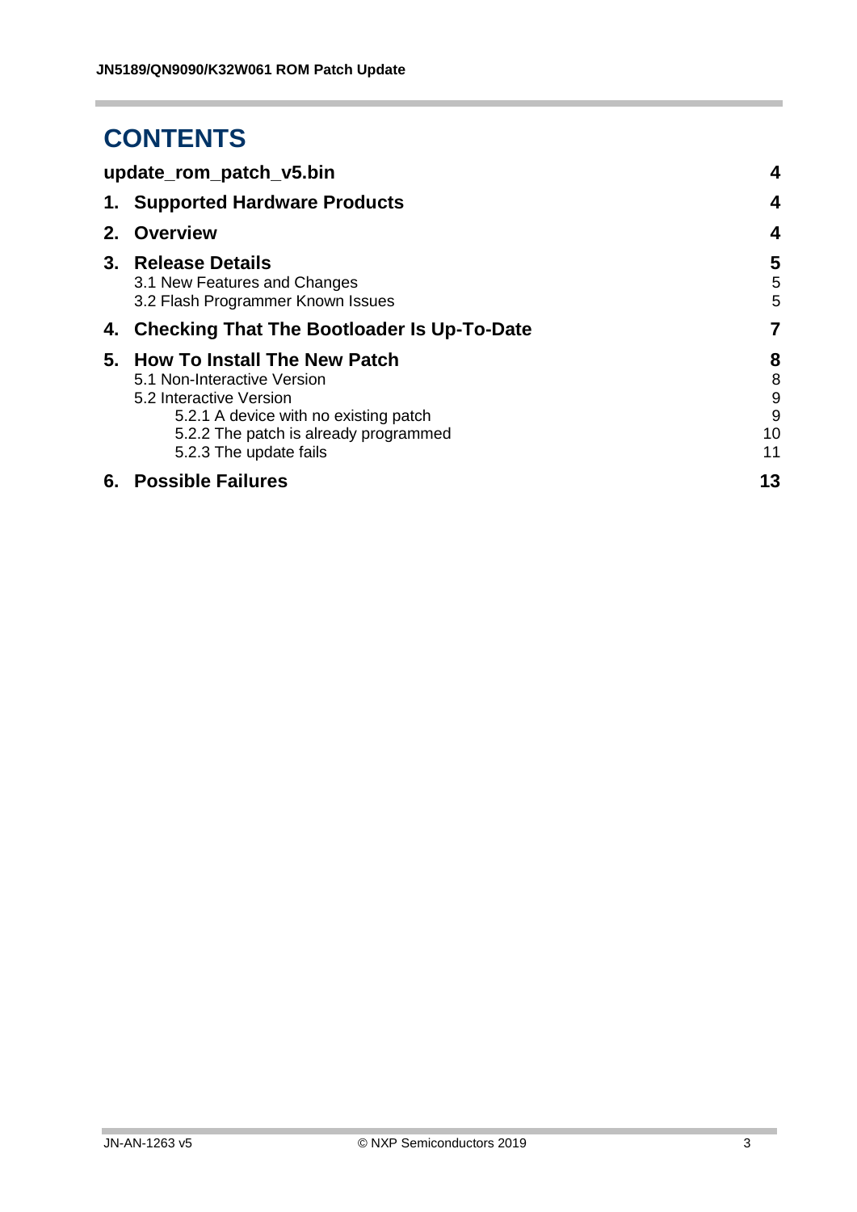# CONTENTS

| | |
|---|---|
| **update_rom_patch_v5.bin** | **4** |
| **1. Supported Hardware Products** | **4** |
| **2. Overview** | **4** |
| **3. Release Details** | **5** |
| 3.1 New Features and Changes | 5 |
| 3.2 Flash Programmer Known Issues | 5 |
| **4. Checking That The Bootloader Is Up-To-Date** | **7** |
| **5. How To Install The New Patch** | **8** |
| 5.1 Non-Interactive Version | 8 |
| 5.2 Interactive Version | 9 |
| 5.2.1 A device with no existing patch | 9 |
| 5.2.2 The patch is already programmed | 10 |
| 5.2.3 The update fails | 11 |
| **6. Possible Failures** | **13** |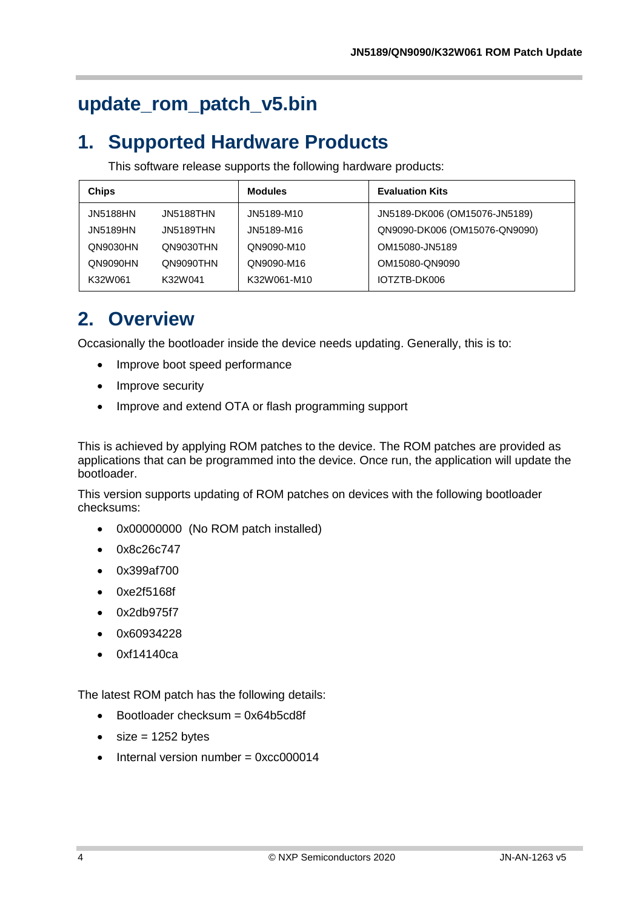# update_rom_patch_v5.bin

## 1. Supported Hardware Products

This software release supports the following hardware products:

| Chips | | Modules | Evaluation Kits |
|---|---|---|---|
| JN5188HN | JN5188THN | JN5189-M10 | JN5189-DK006 (OM15076-JN5189) |
| JN5189HN | JN5189THN | JN5189-M16 | QN9090-DK006 (OM15076-QN9090) |
| QN9030HN | QN9030THN | QN9090-M10 | OM15080-JN5189 |
| QN9090HN | QN9090THN | QN9090-M16 | OM15080-QN9090 |
| K32W061 | K32W041 | K32W061-M10 | IOTZTB-DK006 |

## 2. Overview

Occasionally the bootloader inside the device needs updating. Generally, this is to:

- Improve boot speed performance
- Improve security
- Improve and extend OTA or flash programming support

This is achieved by applying ROM patches to the device. The ROM patches are provided as applications that can be programmed into the device. Once run, the application will update the bootloader.

This version supports updating of ROM patches on devices with the following bootloader checksums:

- 0x00000000 (No ROM patch installed)
- 0x8c26c747
- 0x399af700
- 0xe2f5168f
- 0x2db975f7
- 0x60934228
- 0xf14140ca

The latest ROM patch has the following details:

- Bootloader checksum = 0x64b5cd8f
- size = 1252 bytes
- Internal version number = 0xcc000014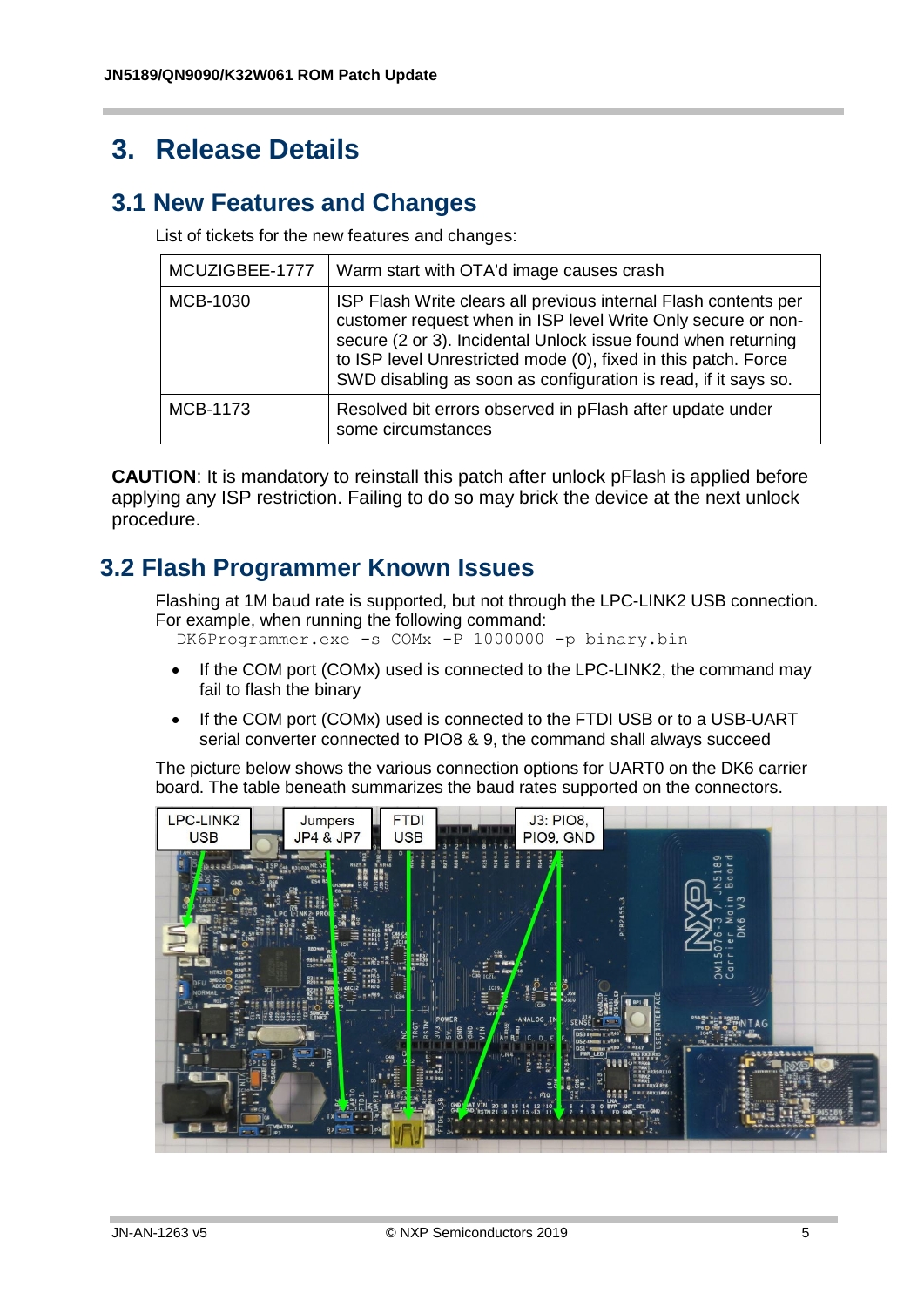# 3. Release Details

## 3.1 New Features and Changes

List of tickets for the new features and changes:

| | |
|---|---|
| MCUZIGBEE-1777 | Warm start with OTA'd image causes crash |
| MCB-1030 | ISP Flash Write clears all previous internal Flash contents per customer request when in ISP level Write Only secure or non-secure (2 or 3). Incidental Unlock issue found when returning to ISP level Unrestricted mode (0), fixed in this patch. Force SWD disabling as soon as configuration is read, if it says so. |
| MCB-1173 | Resolved bit errors observed in pFlash after update under some circumstances |

**CAUTION**: It is mandatory to reinstall this patch after unlock pFlash is applied before applying any ISP restriction. Failing to do so may brick the device at the next unlock procedure.

## 3.2 Flash Programmer Known Issues

Flashing at 1M baud rate is supported, but not through the LPC-LINK2 USB connection. For example, when running the following command:

```
DK6Programmer.exe -s COMx -P 1000000 -p binary.bin
```

- If the COM port (COMx) used is connected to the LPC-LINK2, the command may fail to flash the binary
- If the COM port (COMx) used is connected to the FTDI USB or to a USB-UART serial converter connected to PIO8 & 9, the command shall always succeed

The picture below shows the various connection options for UART0 on the DK6 carrier board. The table beneath summarizes the baud rates supported on the connectors.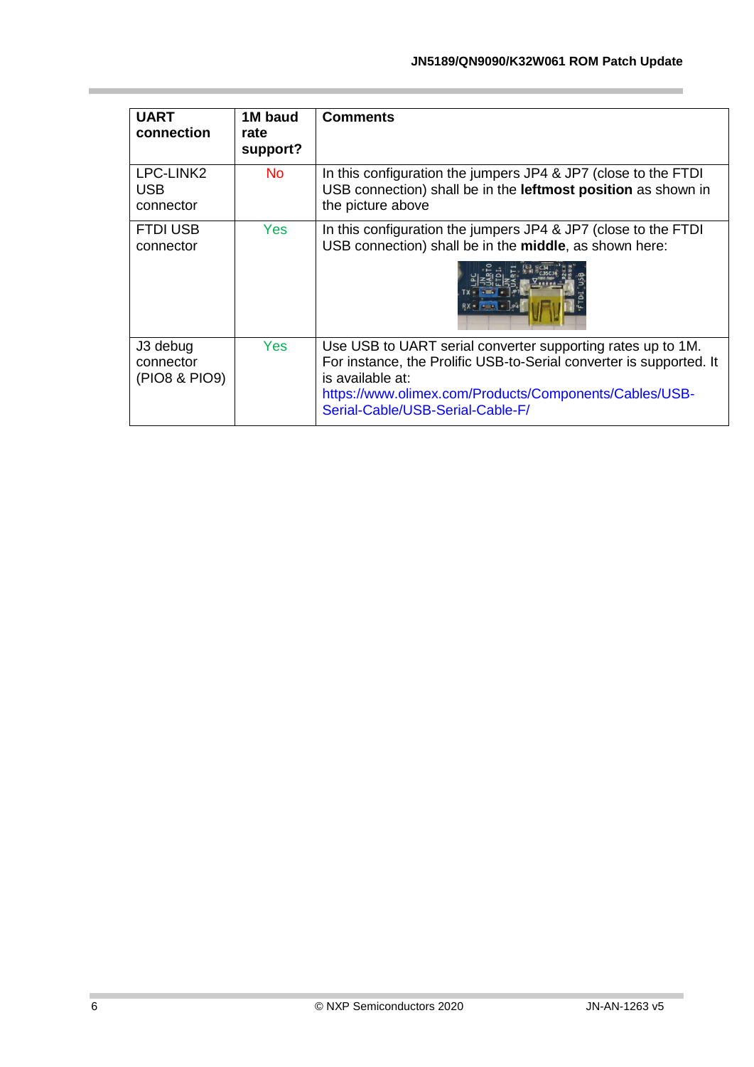| UART connection | 1M baud rate support? | Comments |
|---|---|---|
| LPC-LINK2 USB connector | No | In this configuration the jumpers JP4 & JP7 (close to the FTDI USB connection) shall be in the **leftmost position** as shown in the picture above |
| FTDI USB connector | Yes | In this configuration the jumpers JP4 & JP7 (close to the FTDI USB connection) shall be in the **middle**, as shown here: |
| J3 debug connector (PIO8 & PIO9) | Yes | Use USB to UART serial converter supporting rates up to 1M. For instance, the Prolific USB-to-Serial converter is supported. It is available at: https://www.olimex.com/Products/Components/Cables/USB-Serial-Cable/USB-Serial-Cable-F/ |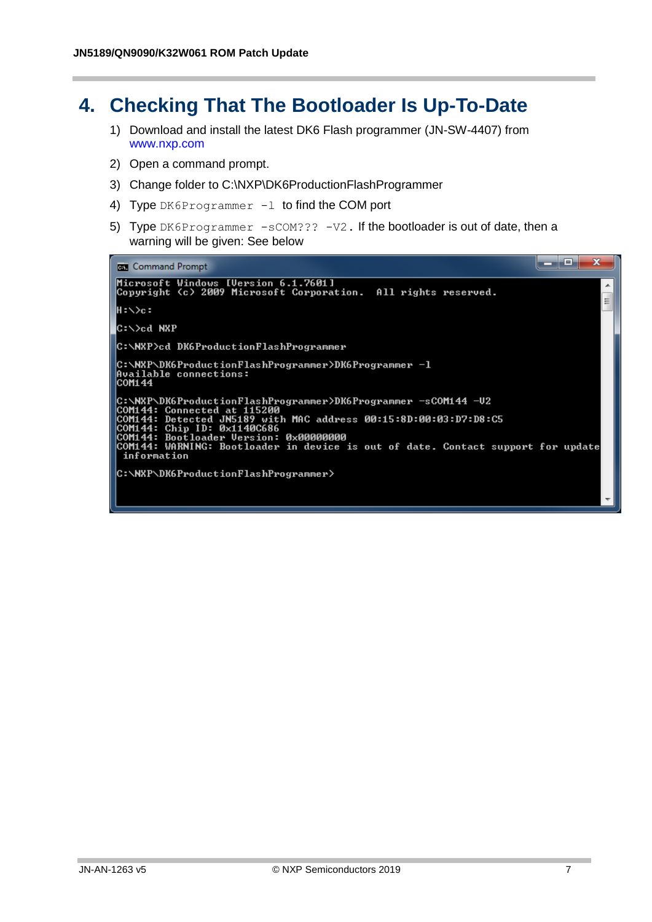# 4. Checking That The Bootloader Is Up-To-Date

1) Download and install the latest DK6 Flash programmer (JN-SW-4407) from www.nxp.com
2) Open a command prompt.
3) Change folder to C:\NXP\DK6ProductionFlashProgrammer
4) Type `DK6Programmer -l` to find the COM port
5) Type `DK6Programmer -sCOM??? -V2`. If the bootloader is out of date, then a warning will be given: See below

```
Command Prompt
Microsoft Windows [Version 6.1.7601]
Copyright (c) 2009 Microsoft Corporation.  All rights reserved.

H:\>c:

C:\>cd NXP

C:\NXP>cd DK6ProductionFlashProgrammer

C:\NXP\DK6ProductionFlashProgrammer>DK6Programmer -l
Available connections:
COM144

C:\NXP\DK6ProductionFlashProgrammer>DK6Programmer -sCOM144 -V2
COM144: Connected at 115200
COM144: Detected JN5189 with MAC address 00:15:8D:00:03:D7:D8:C5
COM144: Chip ID: 0x1140C686
COM144: Bootloader Version: 0x00000000
COM144: WARNING: Bootloader in device is out of date. Contact support for update
 information

C:\NXP\DK6ProductionFlashProgrammer>
```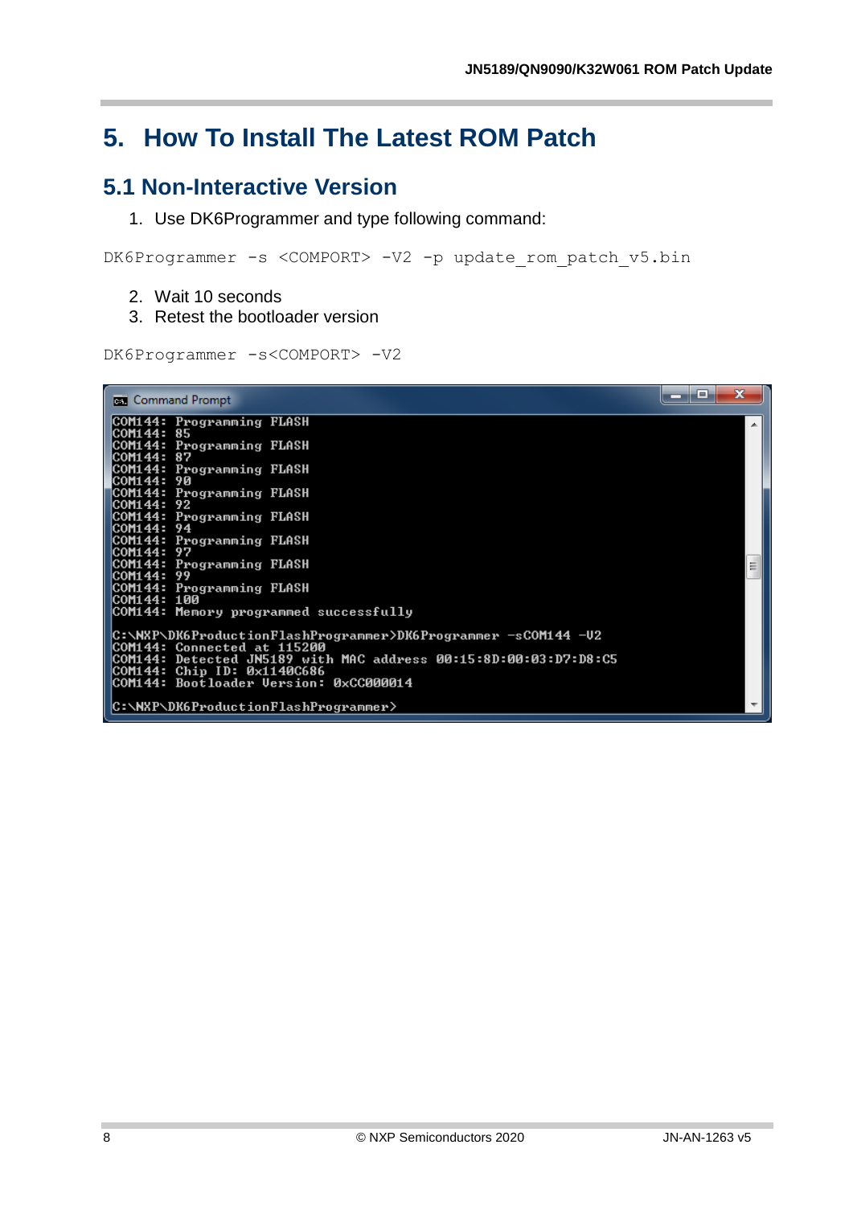# 5. How To Install The Latest ROM Patch

## 5.1 Non-Interactive Version

1. Use DK6Programmer and type following command:

```
DK6Programmer -s <COMPORT> -V2 -p update_rom_patch_v5.bin
```

2. Wait 10 seconds
3. Retest the bootloader version

```
DK6Programmer -s<COMPORT> -V2
```

```
COM144: Programming FLASH
COM144: 85
COM144: Programming FLASH
COM144: 87
COM144: Programming FLASH
COM144: 90
COM144: Programming FLASH
COM144: 92
COM144: Programming FLASH
COM144: 94
COM144: Programming FLASH
COM144: 97
COM144: Programming FLASH
COM144: 99
COM144: Programming FLASH
COM144: 100
COM144: Memory programmed successfully

C:\NXP\DK6ProductionFlashProgrammer>DK6Programmer -sCOM144 -V2
COM144: Connected at 115200
COM144: Detected JN5189 with MAC address 00:15:8D:00:03:D7:D8:C5
COM144: Chip ID: 0x1140C686
COM144: Bootloader Version: 0xCC000014

C:\NXP\DK6ProductionFlashProgrammer>
```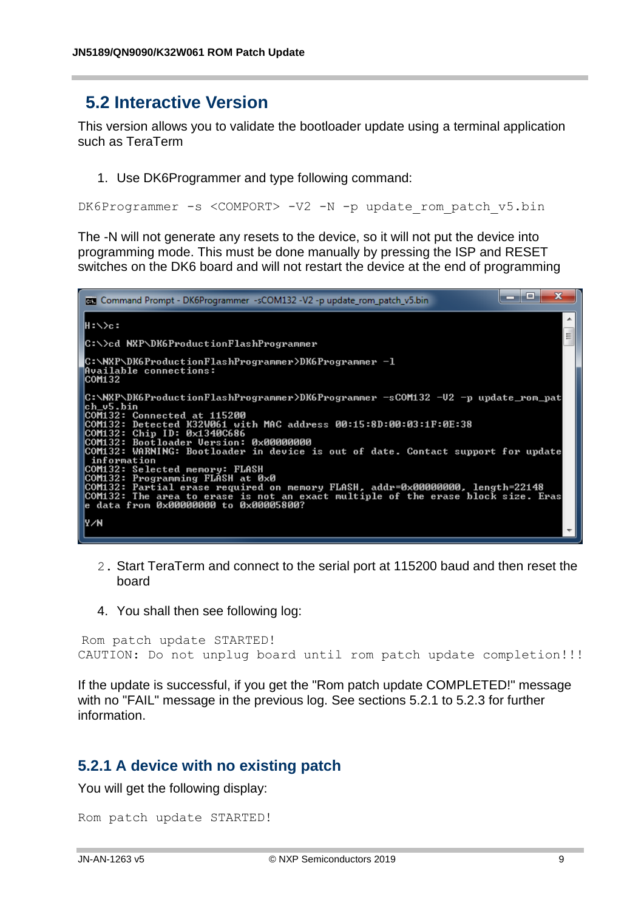## 5.2 Interactive Version

This version allows you to validate the bootloader update using a terminal application such as TeraTerm

1. Use DK6Programmer and type following command:

```
DK6Programmer -s <COMPORT> -V2 -N -p update_rom_patch_v5.bin
```

The -N will not generate any resets to the device, so it will not put the device into programming mode. This must be done manually by pressing the ISP and RESET switches on the DK6 board and will not restart the device at the end of programming

```
Command Prompt - DK6Programmer -sCOM132 -V2 -p update_rom_patch_v5.bin

H:\>c:

C:\>cd NXP\DK6ProductionFlashProgrammer

C:\NXP\DK6ProductionFlashProgrammer>DK6Programmer -l
Available connections:
COM132

C:\NXP\DK6ProductionFlashProgrammer>DK6Programmer -sCOM132 -V2 -p update_rom_pat
ch_v5.bin
COM132: Connected at 115200
COM132: Detected K32W061 with MAC address 00:15:8D:00:03:1F:0E:38
COM132: Chip ID: 0x1340C686
COM132: Bootloader Version: 0x00000000
COM132: WARNING: Bootloader in device is out of date. Contact support for update
 information
COM132: Selected memory: FLASH
COM132: Programming FLASH at 0x0
COM132: Partial erase required on memory FLASH, addr=0x00000000, length=22148
COM132: The area to erase is not an exact multiple of the erase block size. Eras
e data from 0x00000000 to 0x00005800?

Y/N
```

2. Start TeraTerm and connect to the serial port at 115200 baud and then reset the board

4. You shall then see following log:

```
 Rom patch update STARTED!
CAUTION: Do not unplug board until rom patch update completion!!!
```

If the update is successful, if you get the "Rom patch update COMPLETED!" message with no "FAIL" message in the previous log. See sections 5.2.1 to 5.2.3 for further information.

### 5.2.1 A device with no existing patch

You will get the following display:

```
Rom patch update STARTED!
```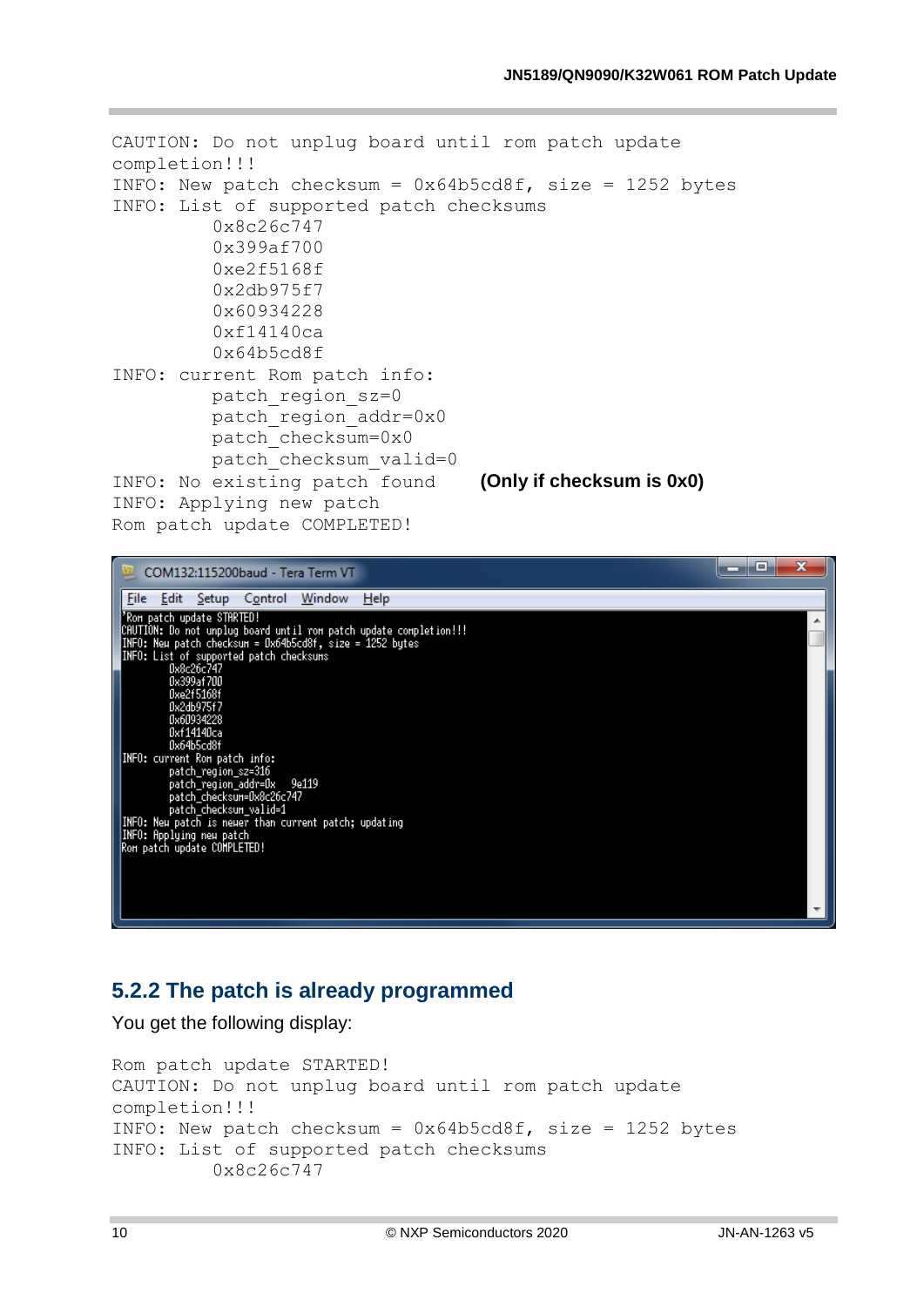```
CAUTION: Do not unplug board until rom patch update
completion!!!
INFO: New patch checksum = 0x64b5cd8f, size = 1252 bytes
INFO: List of supported patch checksums
         0x8c26c747
         0x399af700
         0xe2f5168f
         0x2db975f7
         0x60934228
         0xf14140ca
         0x64b5cd8f
INFO: current Rom patch info:
         patch_region_sz=0
         patch_region_addr=0x0
         patch_checksum=0x0
         patch_checksum_valid=0
INFO: No existing patch found
INFO: Applying new patch
Rom patch update COMPLETED!
```

**(Only if checksum is 0x0)**

```
COM132:115200baud - Tera Term VT
File  Edit  Setup  Control  Window  Help
Rom patch update STARTED!
CAUTION: Do not unplug board until rom patch update completion!!!
INFO: New patch checksum = 0x64b5cd8f, size = 1252 bytes
INFO: List of supported patch checksums
         0x8c26c747
         0x399af700
         0xe2f5168f
         0x2db975f7
         0x60934228
         0xf14140ca
         0x64b5cd8f
INFO: current Rom patch info:
         patch_region_sz=316
         patch_region_addr=0x    9e119
         patch_checksum=0x8c26c747
         patch_checksum_valid=1
INFO: New patch is newer than current patch; updating
INFO: Applying new patch
Rom patch update COMPLETED!
```

### 5.2.2 The patch is already programmed

You get the following display:

```
Rom patch update STARTED!
CAUTION: Do not unplug board until rom patch update
completion!!!
INFO: New patch checksum = 0x64b5cd8f, size = 1252 bytes
INFO: List of supported patch checksums
         0x8c26c747
```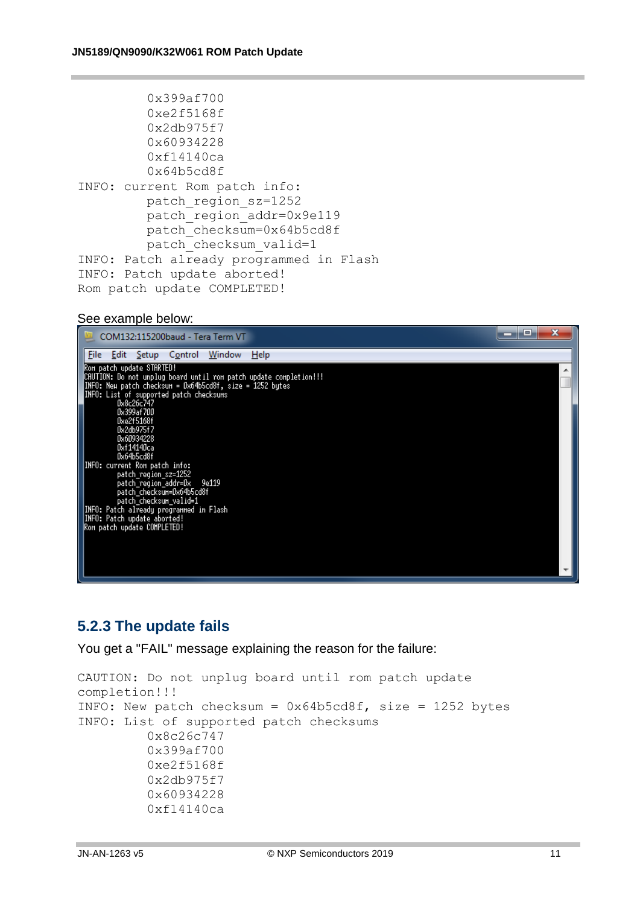```
         0x399af700
         0xe2f5168f
         0x2db975f7
         0x60934228
         0xf14140ca
         0x64b5cd8f
INFO: current Rom patch info:
         patch_region_sz=1252
         patch_region_addr=0x9e119
         patch_checksum=0x64b5cd8f
         patch_checksum_valid=1
INFO: Patch already programmed in Flash
INFO: Patch update aborted!
Rom patch update COMPLETED!
```

See example below:

```
Rom patch update STARTED!
CAUTION: Do not unplug board until rom patch update completion!!!
INFO: New patch checksum = 0x64b5cd8f, size = 1252 bytes
INFO: List of supported patch checksums
         0x8c26c747
         0x399af700
         0xe2f5168f
         0x2db975f7
         0x60934228
         0xf14140ca
         0x64b5cd8f
INFO: current Rom patch info:
         patch_region_sz=1252
         patch_region_addr=0x   9e119
         patch_checksum=0x64b5cd8f
         patch_checksum_valid=1
INFO: Patch already programmed in Flash
INFO: Patch update aborted!
Rom patch update COMPLETED!
```

### 5.2.3 The update fails

You get a "FAIL" message explaining the reason for the failure:

```
CAUTION: Do not unplug board until rom patch update
completion!!!
INFO: New patch checksum = 0x64b5cd8f, size = 1252 bytes
INFO: List of supported patch checksums
         0x8c26c747
         0x399af700
         0xe2f5168f
         0x2db975f7
         0x60934228
         0xf14140ca
```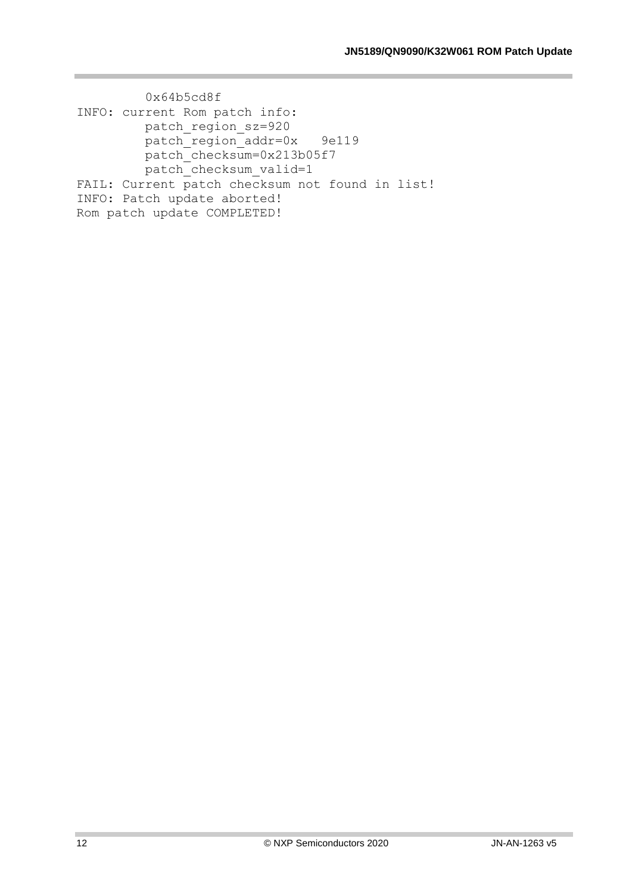```
        0x64b5cd8f
INFO: current Rom patch info:
        patch_region_sz=920
        patch_region_addr=0x   9e119
        patch_checksum=0x213b05f7
        patch_checksum_valid=1
FAIL: Current patch checksum not found in list!
INFO: Patch update aborted!
Rom patch update COMPLETED!
```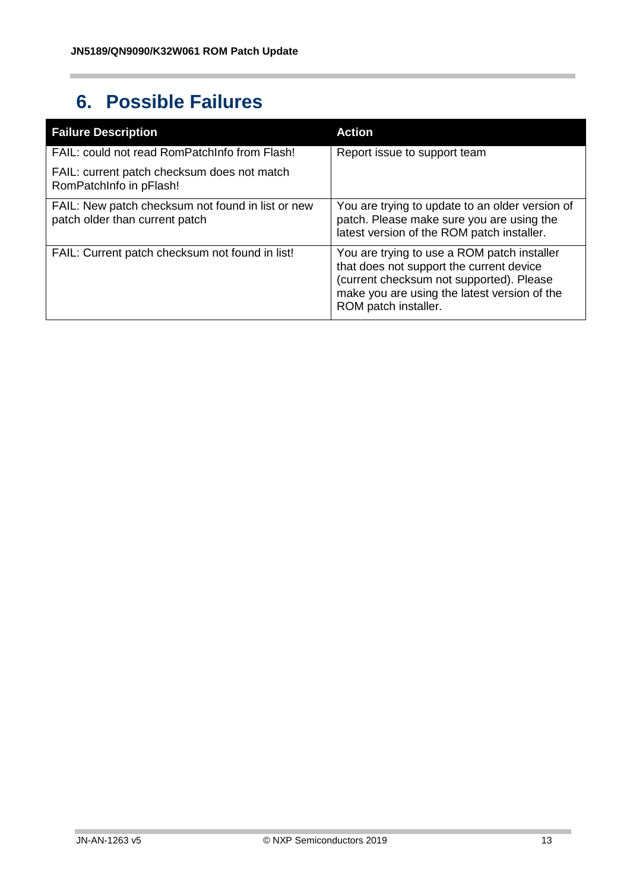## 6. Possible Failures

| Failure Description | Action |
| --- | --- |
| FAIL: could not read RomPatchInfo from Flash!<br><br>FAIL: current patch checksum does not match RomPatchInfo in pFlash! | Report issue to support team |
| FAIL: New patch checksum not found in list or new patch older than current patch | You are trying to update to an older version of patch. Please make sure you are using the latest version of the ROM patch installer. |
| FAIL: Current patch checksum not found in list! | You are trying to use a ROM patch installer that does not support the current device (current checksum not supported). Please make you are using the latest version of the ROM patch installer. |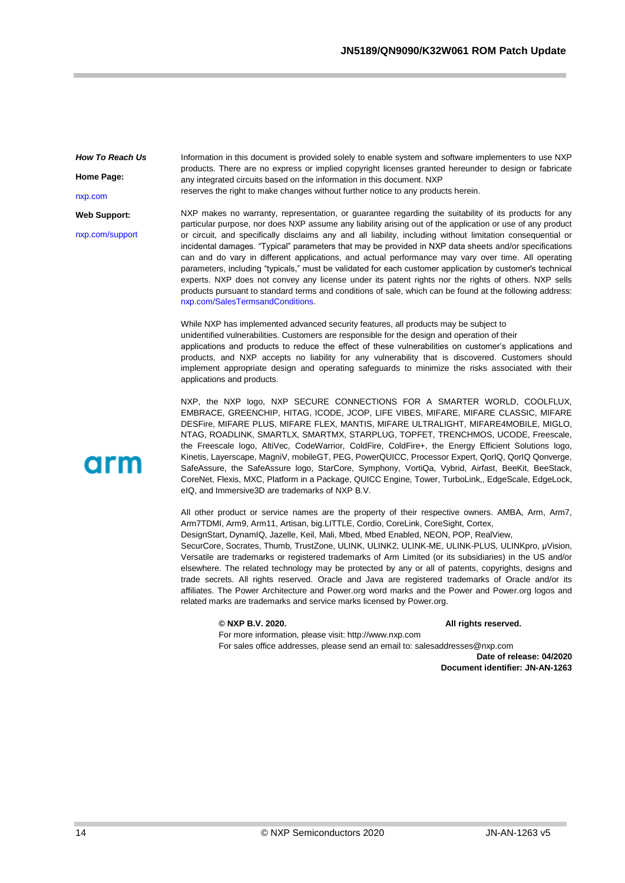***How To Reach Us***

**Home Page:**

nxp.com

**Web Support:**

nxp.com/support

Information in this document is provided solely to enable system and software implementers to use NXP products. There are no express or implied copyright licenses granted hereunder to design or fabricate any integrated circuits based on the information in this document. NXP reserves the right to make changes without further notice to any products herein.

NXP makes no warranty, representation, or guarantee regarding the suitability of its products for any particular purpose, nor does NXP assume any liability arising out of the application or use of any product or circuit, and specifically disclaims any and all liability, including without limitation consequential or incidental damages. "Typical" parameters that may be provided in NXP data sheets and/or specifications can and do vary in different applications, and actual performance may vary over time. All operating parameters, including "typicals," must be validated for each customer application by customer's technical experts. NXP does not convey any license under its patent rights nor the rights of others. NXP sells products pursuant to standard terms and conditions of sale, which can be found at the following address: nxp.com/SalesTermsandConditions.

While NXP has implemented advanced security features, all products may be subject to unidentified vulnerabilities. Customers are responsible for the design and operation of their applications and products to reduce the effect of these vulnerabilities on customer's applications and products, and NXP accepts no liability for any vulnerability that is discovered. Customers should implement appropriate design and operating safeguards to minimize the risks associated with their applications and products.

NXP, the NXP logo, NXP SECURE CONNECTIONS FOR A SMARTER WORLD, COOLFLUX, EMBRACE, GREENCHIP, HITAG, ICODE, JCOP, LIFE VIBES, MIFARE, MIFARE CLASSIC, MIFARE DESFire, MIFARE PLUS, MIFARE FLEX, MANTIS, MIFARE ULTRALIGHT, MIFARE4MOBILE, MIGLO, NTAG, ROADLINK, SMARTLX, SMARTMX, STARPLUG, TOPFET, TRENCHMOS, UCODE, Freescale, the Freescale logo, AltiVec, CodeWarrior, ColdFire, ColdFire+, the Energy Efficient Solutions logo, Kinetis, Layerscape, MagniV, mobileGT, PEG, PowerQUICC, Processor Expert, QorIQ, QorIQ Qonverge, SafeAssure, the SafeAssure logo, StarCore, Symphony, VortiQa, Vybrid, Airfast, BeeKit, BeeStack, CoreNet, Flexis, MXC, Platform in a Package, QUICC Engine, Tower, TurboLink,, EdgeScale, EdgeLock, eIQ, and Immersive3D are trademarks of NXP B.V.

All other product or service names are the property of their respective owners. AMBA, Arm, Arm7, Arm7TDMI, Arm9, Arm11, Artisan, big.LITTLE, Cordio, CoreLink, CoreSight, Cortex, DesignStart, DynamIQ, Jazelle, Keil, Mali, Mbed, Mbed Enabled, NEON, POP, RealView, SecurCore, Socrates, Thumb, TrustZone, ULINK, ULINK2, ULINK-ME, ULINK-PLUS, ULINKpro, µVision, Versatile are trademarks or registered trademarks of Arm Limited (or its subsidiaries) in the US and/or elsewhere. The related technology may be protected by any or all of patents, copyrights, designs and trade secrets. All rights reserved. Oracle and Java are registered trademarks of Oracle and/or its affiliates. The Power Architecture and Power.org word marks and the Power and Power.org logos and related marks are trademarks and service marks licensed by Power.org.

**© NXP B.V. 2020.** **All rights reserved.**

For more information, please visit: http://www.nxp.com

For sales office addresses, please send an email to: salesaddresses@nxp.com

**Date of release: 04/2020**

**Document identifier: JN-AN-1263**